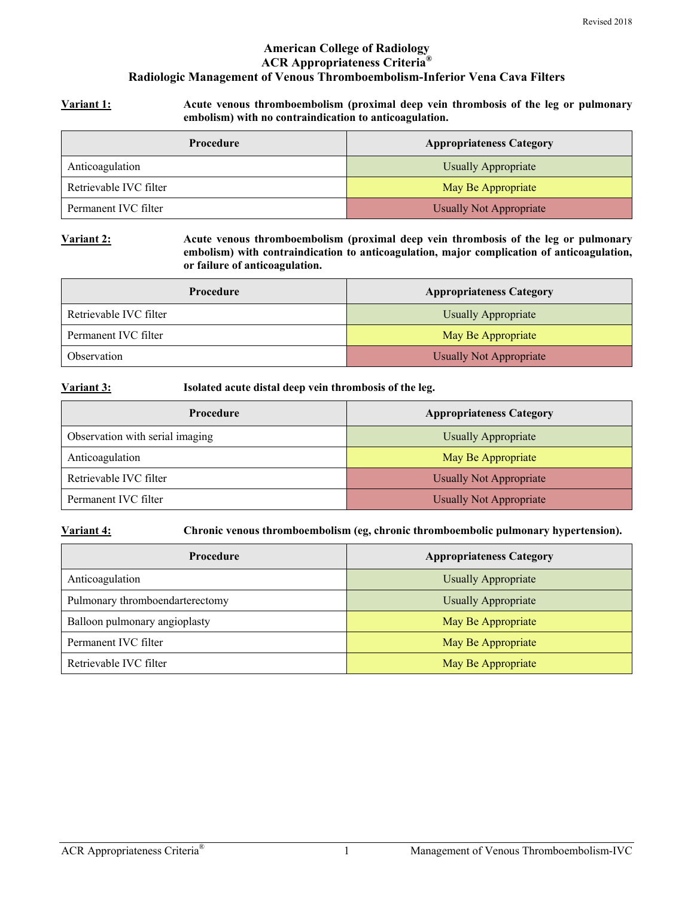Revised 2018

# American College of Radiology
# ACR Appropriateness Criteria®
# Radiologic Management of Venous Thromboembolism-Inferior Vena Cava Filters

**Variant 1:** **Acute venous thromboembolism (proximal deep vein thrombosis of the leg or pulmonary embolism) with no contraindication to anticoagulation.**

| Procedure | Appropriateness Category |
|---|---|
| Anticoagulation | Usually Appropriate |
| Retrievable IVC filter | May Be Appropriate |
| Permanent IVC filter | Usually Not Appropriate |

**Variant 2:** **Acute venous thromboembolism (proximal deep vein thrombosis of the leg or pulmonary embolism) with contraindication to anticoagulation, major complication of anticoagulation, or failure of anticoagulation.**

| Procedure | Appropriateness Category |
|---|---|
| Retrievable IVC filter | Usually Appropriate |
| Permanent IVC filter | May Be Appropriate |
| Observation | Usually Not Appropriate |

**Variant 3:** **Isolated acute distal deep vein thrombosis of the leg.**

| Procedure | Appropriateness Category |
|---|---|
| Observation with serial imaging | Usually Appropriate |
| Anticoagulation | May Be Appropriate |
| Retrievable IVC filter | Usually Not Appropriate |
| Permanent IVC filter | Usually Not Appropriate |

**Variant 4:** **Chronic venous thromboembolism (eg, chronic thromboembolic pulmonary hypertension).**

| Procedure | Appropriateness Category |
|---|---|
| Anticoagulation | Usually Appropriate |
| Pulmonary thromboendarterectomy | Usually Appropriate |
| Balloon pulmonary angioplasty | May Be Appropriate |
| Permanent IVC filter | May Be Appropriate |
| Retrievable IVC filter | May Be Appropriate |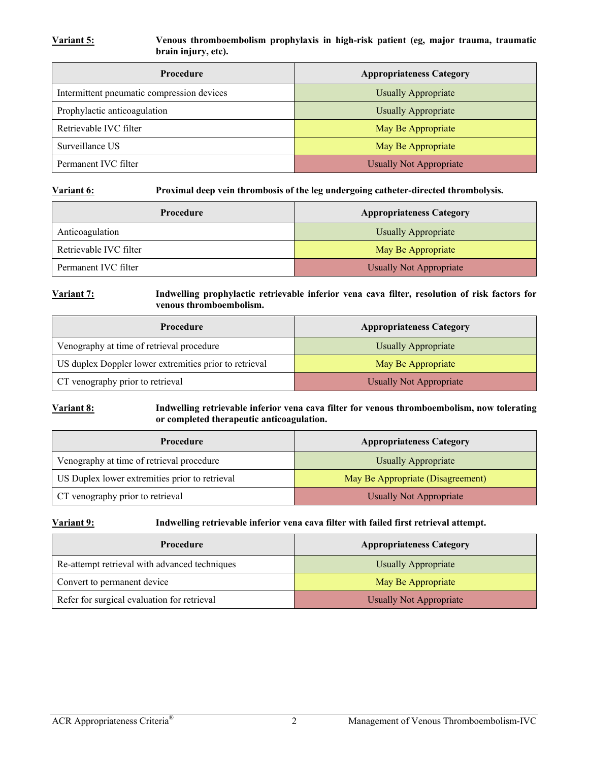**Variant 5:** **Venous thromboembolism prophylaxis in high-risk patient (eg, major trauma, traumatic brain injury, etc).**

| Procedure | Appropriateness Category |
|---|---|
| Intermittent pneumatic compression devices | Usually Appropriate |
| Prophylactic anticoagulation | Usually Appropriate |
| Retrievable IVC filter | May Be Appropriate |
| Surveillance US | May Be Appropriate |
| Permanent IVC filter | Usually Not Appropriate |

**Variant 6:** **Proximal deep vein thrombosis of the leg undergoing catheter-directed thrombolysis.**

| Procedure | Appropriateness Category |
|---|---|
| Anticoagulation | Usually Appropriate |
| Retrievable IVC filter | May Be Appropriate |
| Permanent IVC filter | Usually Not Appropriate |

**Variant 7:** **Indwelling prophylactic retrievable inferior vena cava filter, resolution of risk factors for venous thromboembolism.**

| Procedure | Appropriateness Category |
|---|---|
| Venography at time of retrieval procedure | Usually Appropriate |
| US duplex Doppler lower extremities prior to retrieval | May Be Appropriate |
| CT venography prior to retrieval | Usually Not Appropriate |

**Variant 8:** **Indwelling retrievable inferior vena cava filter for venous thromboembolism, now tolerating or completed therapeutic anticoagulation.**

| Procedure | Appropriateness Category |
|---|---|
| Venography at time of retrieval procedure | Usually Appropriate |
| US Duplex lower extremities prior to retrieval | May Be Appropriate (Disagreement) |
| CT venography prior to retrieval | Usually Not Appropriate |

**Variant 9:** **Indwelling retrievable inferior vena cava filter with failed first retrieval attempt.**

| Procedure | Appropriateness Category |
|---|---|
| Re-attempt retrieval with advanced techniques | Usually Appropriate |
| Convert to permanent device | May Be Appropriate |
| Refer for surgical evaluation for retrieval | Usually Not Appropriate |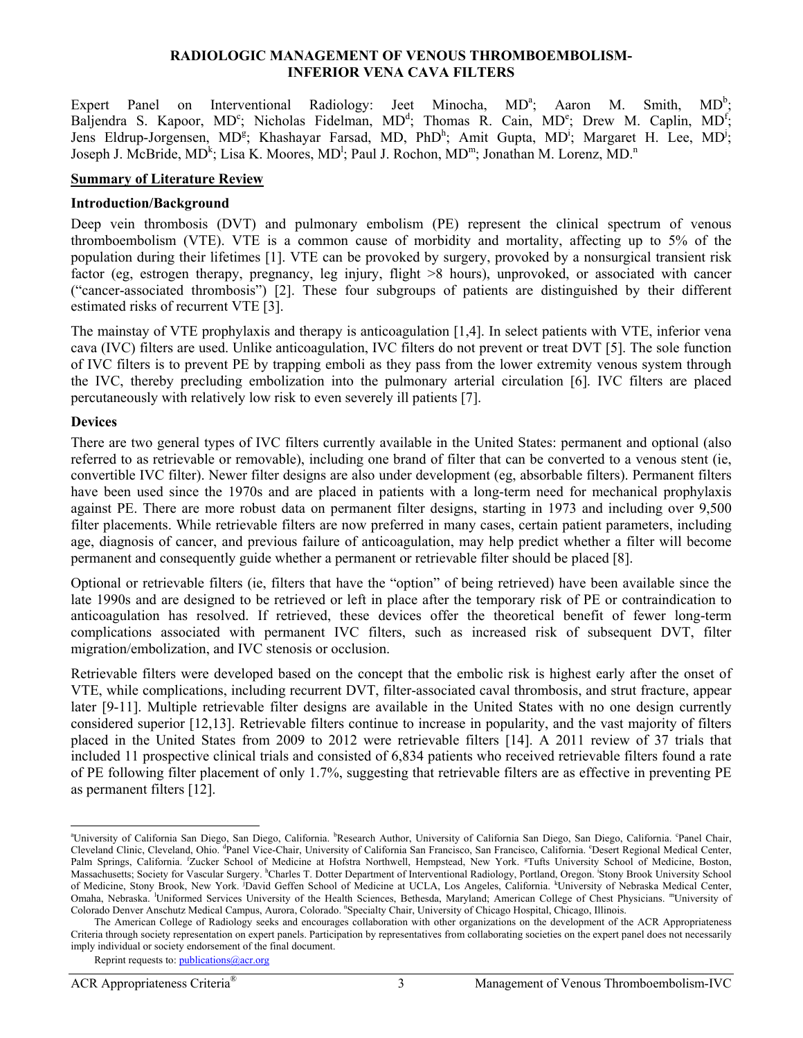# RADIOLOGIC MANAGEMENT OF VENOUS THROMBOEMBOLISM-INFERIOR VENA CAVA FILTERS

Expert Panel on Interventional Radiology: Jeet Minocha, MD[a]; Aaron M. Smith, MD[b]; Baljendra S. Kapoor, MD[c]; Nicholas Fidelman, MD[d]; Thomas R. Cain, MD[e]; Drew M. Caplin, MD[f]; Jens Eldrup-Jorgensen, MD[g]; Khashayar Farsad, MD, PhD[h]; Amit Gupta, MD[i]; Margaret H. Lee, MD[j]; Joseph J. McBride, MD[k]; Lisa K. Moores, MD[l]; Paul J. Rochon, MD[m]; Jonathan M. Lorenz, MD.[n]

## Summary of Literature Review

### Introduction/Background

Deep vein thrombosis (DVT) and pulmonary embolism (PE) represent the clinical spectrum of venous thromboembolism (VTE). VTE is a common cause of morbidity and mortality, affecting up to 5% of the population during their lifetimes [1]. VTE can be provoked by surgery, provoked by a nonsurgical transient risk factor (eg, estrogen therapy, pregnancy, leg injury, flight >8 hours), unprovoked, or associated with cancer ("cancer-associated thrombosis") [2]. These four subgroups of patients are distinguished by their different estimated risks of recurrent VTE [3].

The mainstay of VTE prophylaxis and therapy is anticoagulation [1,4]. In select patients with VTE, inferior vena cava (IVC) filters are used. Unlike anticoagulation, IVC filters do not prevent or treat DVT [5]. The sole function of IVC filters is to prevent PE by trapping emboli as they pass from the lower extremity venous system through the IVC, thereby precluding embolization into the pulmonary arterial circulation [6]. IVC filters are placed percutaneously with relatively low risk to even severely ill patients [7].

### Devices

There are two general types of IVC filters currently available in the United States: permanent and optional (also referred to as retrievable or removable), including one brand of filter that can be converted to a venous stent (ie, convertible IVC filter). Newer filter designs are also under development (eg, absorbable filters). Permanent filters have been used since the 1970s and are placed in patients with a long-term need for mechanical prophylaxis against PE. There are more robust data on permanent filter designs, starting in 1973 and including over 9,500 filter placements. While retrievable filters are now preferred in many cases, certain patient parameters, including age, diagnosis of cancer, and previous failure of anticoagulation, may help predict whether a filter will become permanent and consequently guide whether a permanent or retrievable filter should be placed [8].

Optional or retrievable filters (ie, filters that have the "option" of being retrieved) have been available since the late 1990s and are designed to be retrieved or left in place after the temporary risk of PE or contraindication to anticoagulation has resolved. If retrieved, these devices offer the theoretical benefit of fewer long-term complications associated with permanent IVC filters, such as increased risk of subsequent DVT, filter migration/embolization, and IVC stenosis or occlusion.

Retrievable filters were developed based on the concept that the embolic risk is highest early after the onset of VTE, while complications, including recurrent DVT, filter-associated caval thrombosis, and strut fracture, appear later [9-11]. Multiple retrievable filter designs are available in the United States with no one design currently considered superior [12,13]. Retrievable filters continue to increase in popularity, and the vast majority of filters placed in the United States from 2009 to 2012 were retrievable filters [14]. A 2011 review of 37 trials that included 11 prospective clinical trials and consisted of 6,834 patients who received retrievable filters found a rate of PE following filter placement of only 1.7%, suggesting that retrievable filters are as effective in preventing PE as permanent filters [12].

---

[a]University of California San Diego, San Diego, California. [b]Research Author, University of California San Diego, San Diego, California. [c]Panel Chair, Cleveland Clinic, Cleveland, Ohio. [d]Panel Vice-Chair, University of California San Francisco, San Francisco, California. [e]Desert Regional Medical Center, Palm Springs, California. [f]Zucker School of Medicine at Hofstra Northwell, Hempstead, New York. [g]Tufts University School of Medicine, Boston, Massachusetts; Society for Vascular Surgery. [h]Charles T. Dotter Department of Interventional Radiology, Portland, Oregon. [i]Stony Brook University School of Medicine, Stony Brook, New York. [j]David Geffen School of Medicine at UCLA, Los Angeles, California. [k]University of Nebraska Medical Center, Omaha, Nebraska. [l]Uniformed Services University of the Health Sciences, Bethesda, Maryland; American College of Chest Physicians. [m]University of Colorado Denver Anschutz Medical Campus, Aurora, Colorado. [n]Specialty Chair, University of Chicago Hospital, Chicago, Illinois.

The American College of Radiology seeks and encourages collaboration with other organizations on the development of the ACR Appropriateness Criteria through society representation on expert panels. Participation by representatives from collaborating societies on the expert panel does not necessarily imply individual or society endorsement of the final document.

Reprint requests to: publications@acr.org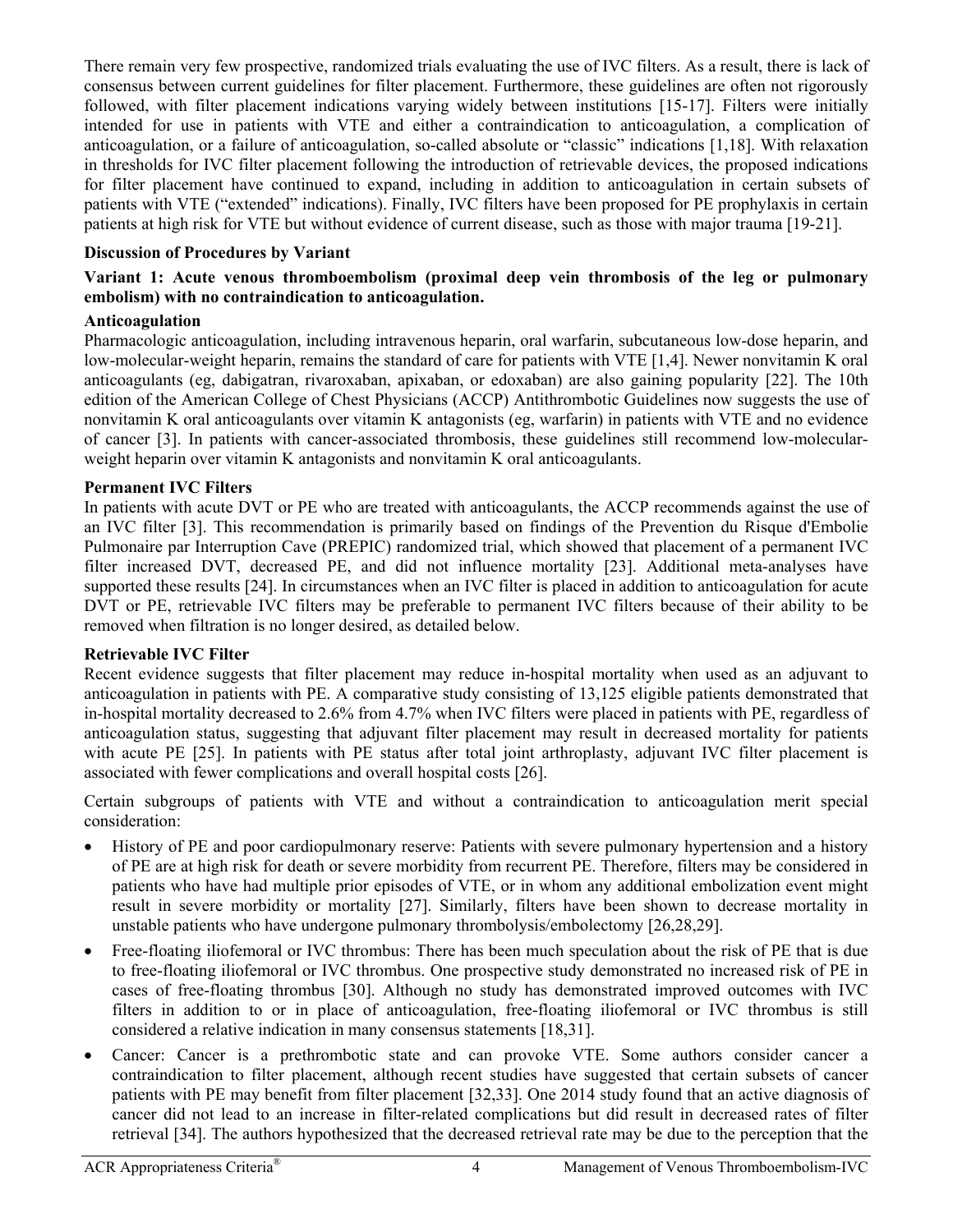There remain very few prospective, randomized trials evaluating the use of IVC filters. As a result, there is lack of consensus between current guidelines for filter placement. Furthermore, these guidelines are often not rigorously followed, with filter placement indications varying widely between institutions [15-17]. Filters were initially intended for use in patients with VTE and either a contraindication to anticoagulation, a complication of anticoagulation, or a failure of anticoagulation, so-called absolute or "classic" indications [1,18]. With relaxation in thresholds for IVC filter placement following the introduction of retrievable devices, the proposed indications for filter placement have continued to expand, including in addition to anticoagulation in certain subsets of patients with VTE ("extended" indications). Finally, IVC filters have been proposed for PE prophylaxis in certain patients at high risk for VTE but without evidence of current disease, such as those with major trauma [19-21].

## Discussion of Procedures by Variant

### Variant 1: Acute venous thromboembolism (proximal deep vein thrombosis of the leg or pulmonary embolism) with no contraindication to anticoagulation.

#### Anticoagulation

Pharmacologic anticoagulation, including intravenous heparin, oral warfarin, subcutaneous low-dose heparin, and low-molecular-weight heparin, remains the standard of care for patients with VTE [1,4]. Newer nonvitamin K oral anticoagulants (eg, dabigatran, rivaroxaban, apixaban, or edoxaban) are also gaining popularity [22]. The 10th edition of the American College of Chest Physicians (ACCP) Antithrombotic Guidelines now suggests the use of nonvitamin K oral anticoagulants over vitamin K antagonists (eg, warfarin) in patients with VTE and no evidence of cancer [3]. In patients with cancer-associated thrombosis, these guidelines still recommend low-molecular-weight heparin over vitamin K antagonists and nonvitamin K oral anticoagulants.

#### Permanent IVC Filters

In patients with acute DVT or PE who are treated with anticoagulants, the ACCP recommends against the use of an IVC filter [3]. This recommendation is primarily based on findings of the Prevention du Risque d'Embolie Pulmonaire par Interruption Cave (PREPIC) randomized trial, which showed that placement of a permanent IVC filter increased DVT, decreased PE, and did not influence mortality [23]. Additional meta-analyses have supported these results [24]. In circumstances when an IVC filter is placed in addition to anticoagulation for acute DVT or PE, retrievable IVC filters may be preferable to permanent IVC filters because of their ability to be removed when filtration is no longer desired, as detailed below.

#### Retrievable IVC Filter

Recent evidence suggests that filter placement may reduce in-hospital mortality when used as an adjuvant to anticoagulation in patients with PE. A comparative study consisting of 13,125 eligible patients demonstrated that in-hospital mortality decreased to 2.6% from 4.7% when IVC filters were placed in patients with PE, regardless of anticoagulation status, suggesting that adjuvant filter placement may result in decreased mortality for patients with acute PE [25]. In patients with PE status after total joint arthroplasty, adjuvant IVC filter placement is associated with fewer complications and overall hospital costs [26].

Certain subgroups of patients with VTE and without a contraindication to anticoagulation merit special consideration:

- History of PE and poor cardiopulmonary reserve: Patients with severe pulmonary hypertension and a history of PE are at high risk for death or severe morbidity from recurrent PE. Therefore, filters may be considered in patients who have had multiple prior episodes of VTE, or in whom any additional embolization event might result in severe morbidity or mortality [27]. Similarly, filters have been shown to decrease mortality in unstable patients who have undergone pulmonary thrombolysis/embolectomy [26,28,29].
- Free-floating iliofemoral or IVC thrombus: There has been much speculation about the risk of PE that is due to free-floating iliofemoral or IVC thrombus. One prospective study demonstrated no increased risk of PE in cases of free-floating thrombus [30]. Although no study has demonstrated improved outcomes with IVC filters in addition to or in place of anticoagulation, free-floating iliofemoral or IVC thrombus is still considered a relative indication in many consensus statements [18,31].
- Cancer: Cancer is a prethrombotic state and can provoke VTE. Some authors consider cancer a contraindication to filter placement, although recent studies have suggested that certain subsets of cancer patients with PE may benefit from filter placement [32,33]. One 2014 study found that an active diagnosis of cancer did not lead to an increase in filter-related complications but did result in decreased rates of filter retrieval [34]. The authors hypothesized that the decreased retrieval rate may be due to the perception that the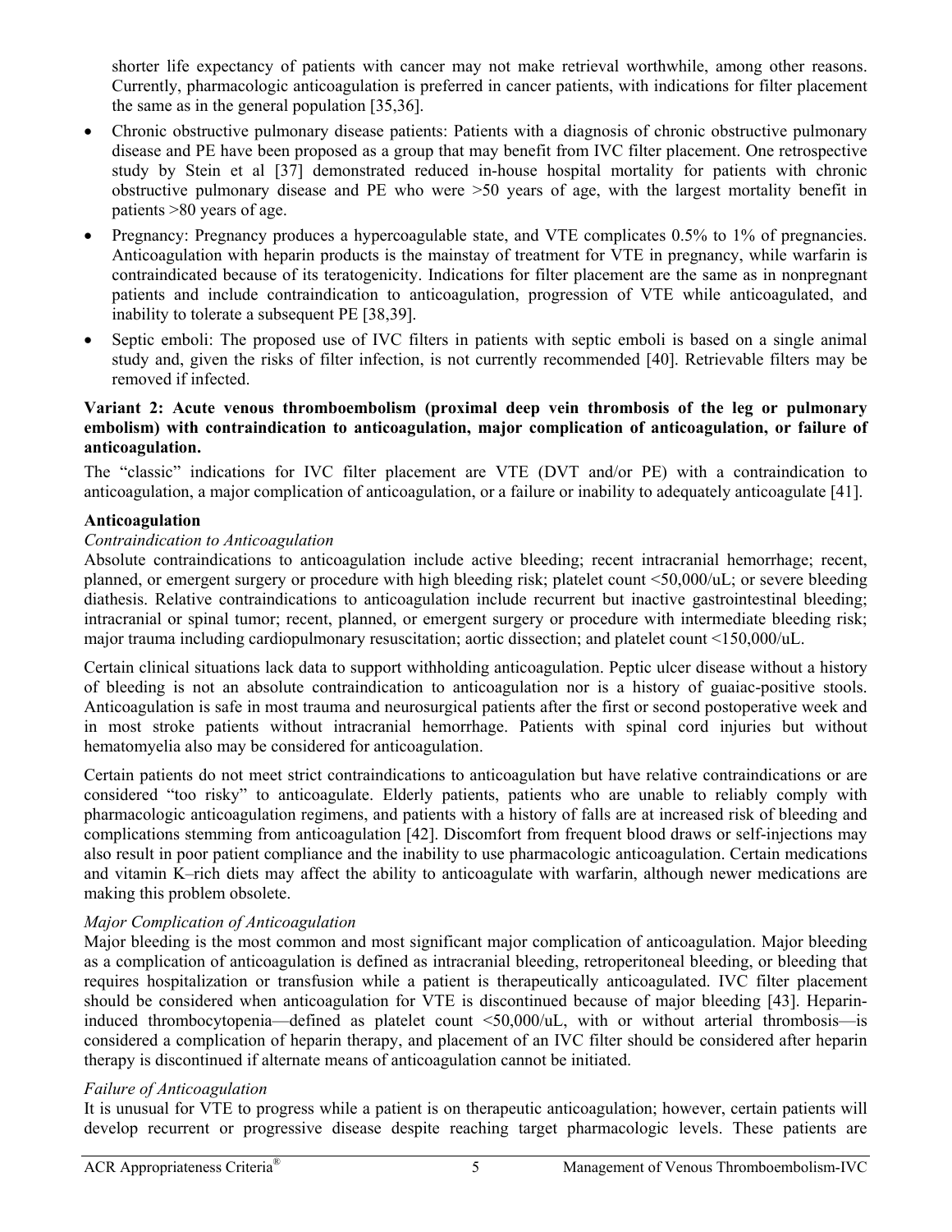shorter life expectancy of patients with cancer may not make retrieval worthwhile, among other reasons. Currently, pharmacologic anticoagulation is preferred in cancer patients, with indications for filter placement the same as in the general population [35,36].

- Chronic obstructive pulmonary disease patients: Patients with a diagnosis of chronic obstructive pulmonary disease and PE have been proposed as a group that may benefit from IVC filter placement. One retrospective study by Stein et al [37] demonstrated reduced in-house hospital mortality for patients with chronic obstructive pulmonary disease and PE who were >50 years of age, with the largest mortality benefit in patients >80 years of age.
- Pregnancy: Pregnancy produces a hypercoagulable state, and VTE complicates 0.5% to 1% of pregnancies. Anticoagulation with heparin products is the mainstay of treatment for VTE in pregnancy, while warfarin is contraindicated because of its teratogenicity. Indications for filter placement are the same as in nonpregnant patients and include contraindication to anticoagulation, progression of VTE while anticoagulated, and inability to tolerate a subsequent PE [38,39].
- Septic emboli: The proposed use of IVC filters in patients with septic emboli is based on a single animal study and, given the risks of filter infection, is not currently recommended [40]. Retrievable filters may be removed if infected.

**Variant 2: Acute venous thromboembolism (proximal deep vein thrombosis of the leg or pulmonary embolism) with contraindication to anticoagulation, major complication of anticoagulation, or failure of anticoagulation.**

The "classic" indications for IVC filter placement are VTE (DVT and/or PE) with a contraindication to anticoagulation, a major complication of anticoagulation, or a failure or inability to adequately anticoagulate [41].

**Anticoagulation**

*Contraindication to Anticoagulation*

Absolute contraindications to anticoagulation include active bleeding; recent intracranial hemorrhage; recent, planned, or emergent surgery or procedure with high bleeding risk; platelet count <50,000/uL; or severe bleeding diathesis. Relative contraindications to anticoagulation include recurrent but inactive gastrointestinal bleeding; intracranial or spinal tumor; recent, planned, or emergent surgery or procedure with intermediate bleeding risk; major trauma including cardiopulmonary resuscitation; aortic dissection; and platelet count <150,000/uL.

Certain clinical situations lack data to support withholding anticoagulation. Peptic ulcer disease without a history of bleeding is not an absolute contraindication to anticoagulation nor is a history of guaiac-positive stools. Anticoagulation is safe in most trauma and neurosurgical patients after the first or second postoperative week and in most stroke patients without intracranial hemorrhage. Patients with spinal cord injuries but without hematomyelia also may be considered for anticoagulation.

Certain patients do not meet strict contraindications to anticoagulation but have relative contraindications or are considered "too risky" to anticoagulate. Elderly patients, patients who are unable to reliably comply with pharmacologic anticoagulation regimens, and patients with a history of falls are at increased risk of bleeding and complications stemming from anticoagulation [42]. Discomfort from frequent blood draws or self-injections may also result in poor patient compliance and the inability to use pharmacologic anticoagulation. Certain medications and vitamin K–rich diets may affect the ability to anticoagulate with warfarin, although newer medications are making this problem obsolete.

*Major Complication of Anticoagulation*

Major bleeding is the most common and most significant major complication of anticoagulation. Major bleeding as a complication of anticoagulation is defined as intracranial bleeding, retroperitoneal bleeding, or bleeding that requires hospitalization or transfusion while a patient is therapeutically anticoagulated. IVC filter placement should be considered when anticoagulation for VTE is discontinued because of major bleeding [43]. Heparin-induced thrombocytopenia—defined as platelet count <50,000/uL, with or without arterial thrombosis—is considered a complication of heparin therapy, and placement of an IVC filter should be considered after heparin therapy is discontinued if alternate means of anticoagulation cannot be initiated.

*Failure of Anticoagulation*

It is unusual for VTE to progress while a patient is on therapeutic anticoagulation; however, certain patients will develop recurrent or progressive disease despite reaching target pharmacologic levels. These patients are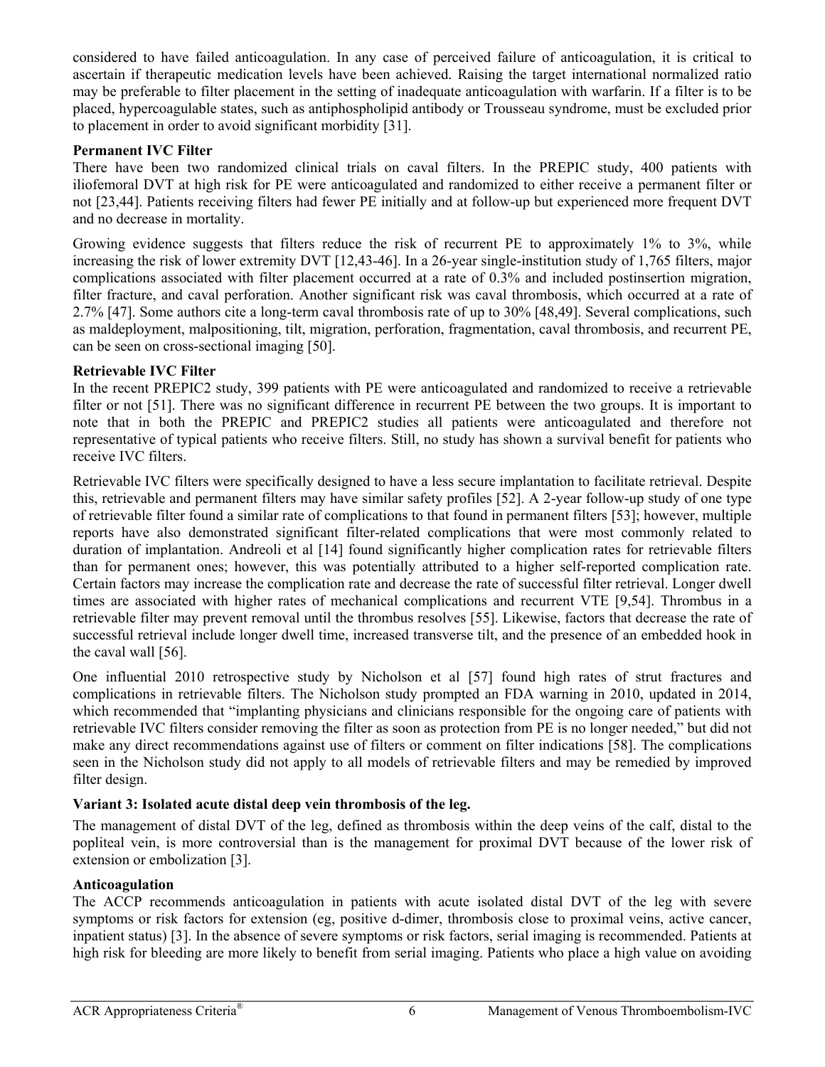considered to have failed anticoagulation. In any case of perceived failure of anticoagulation, it is critical to ascertain if therapeutic medication levels have been achieved. Raising the target international normalized ratio may be preferable to filter placement in the setting of inadequate anticoagulation with warfarin. If a filter is to be placed, hypercoagulable states, such as antiphospholipid antibody or Trousseau syndrome, must be excluded prior to placement in order to avoid significant morbidity [31].

**Permanent IVC Filter**

There have been two randomized clinical trials on caval filters. In the PREPIC study, 400 patients with iliofemoral DVT at high risk for PE were anticoagulated and randomized to either receive a permanent filter or not [23,44]. Patients receiving filters had fewer PE initially and at follow-up but experienced more frequent DVT and no decrease in mortality.

Growing evidence suggests that filters reduce the risk of recurrent PE to approximately 1% to 3%, while increasing the risk of lower extremity DVT [12,43-46]. In a 26-year single-institution study of 1,765 filters, major complications associated with filter placement occurred at a rate of 0.3% and included postinsertion migration, filter fracture, and caval perforation. Another significant risk was caval thrombosis, which occurred at a rate of 2.7% [47]. Some authors cite a long-term caval thrombosis rate of up to 30% [48,49]. Several complications, such as maldeployment, malpositioning, tilt, migration, perforation, fragmentation, caval thrombosis, and recurrent PE, can be seen on cross-sectional imaging [50].

**Retrievable IVC Filter**

In the recent PREPIC2 study, 399 patients with PE were anticoagulated and randomized to receive a retrievable filter or not [51]. There was no significant difference in recurrent PE between the two groups. It is important to note that in both the PREPIC and PREPIC2 studies all patients were anticoagulated and therefore not representative of typical patients who receive filters. Still, no study has shown a survival benefit for patients who receive IVC filters.

Retrievable IVC filters were specifically designed to have a less secure implantation to facilitate retrieval. Despite this, retrievable and permanent filters may have similar safety profiles [52]. A 2-year follow-up study of one type of retrievable filter found a similar rate of complications to that found in permanent filters [53]; however, multiple reports have also demonstrated significant filter-related complications that were most commonly related to duration of implantation. Andreoli et al [14] found significantly higher complication rates for retrievable filters than for permanent ones; however, this was potentially attributed to a higher self-reported complication rate. Certain factors may increase the complication rate and decrease the rate of successful filter retrieval. Longer dwell times are associated with higher rates of mechanical complications and recurrent VTE [9,54]. Thrombus in a retrievable filter may prevent removal until the thrombus resolves [55]. Likewise, factors that decrease the rate of successful retrieval include longer dwell time, increased transverse tilt, and the presence of an embedded hook in the caval wall [56].

One influential 2010 retrospective study by Nicholson et al [57] found high rates of strut fractures and complications in retrievable filters. The Nicholson study prompted an FDA warning in 2010, updated in 2014, which recommended that "implanting physicians and clinicians responsible for the ongoing care of patients with retrievable IVC filters consider removing the filter as soon as protection from PE is no longer needed," but did not make any direct recommendations against use of filters or comment on filter indications [58]. The complications seen in the Nicholson study did not apply to all models of retrievable filters and may be remedied by improved filter design.

**Variant 3: Isolated acute distal deep vein thrombosis of the leg.**

The management of distal DVT of the leg, defined as thrombosis within the deep veins of the calf, distal to the popliteal vein, is more controversial than is the management for proximal DVT because of the lower risk of extension or embolization [3].

**Anticoagulation**

The ACCP recommends anticoagulation in patients with acute isolated distal DVT of the leg with severe symptoms or risk factors for extension (eg, positive d-dimer, thrombosis close to proximal veins, active cancer, inpatient status) [3]. In the absence of severe symptoms or risk factors, serial imaging is recommended. Patients at high risk for bleeding are more likely to benefit from serial imaging. Patients who place a high value on avoiding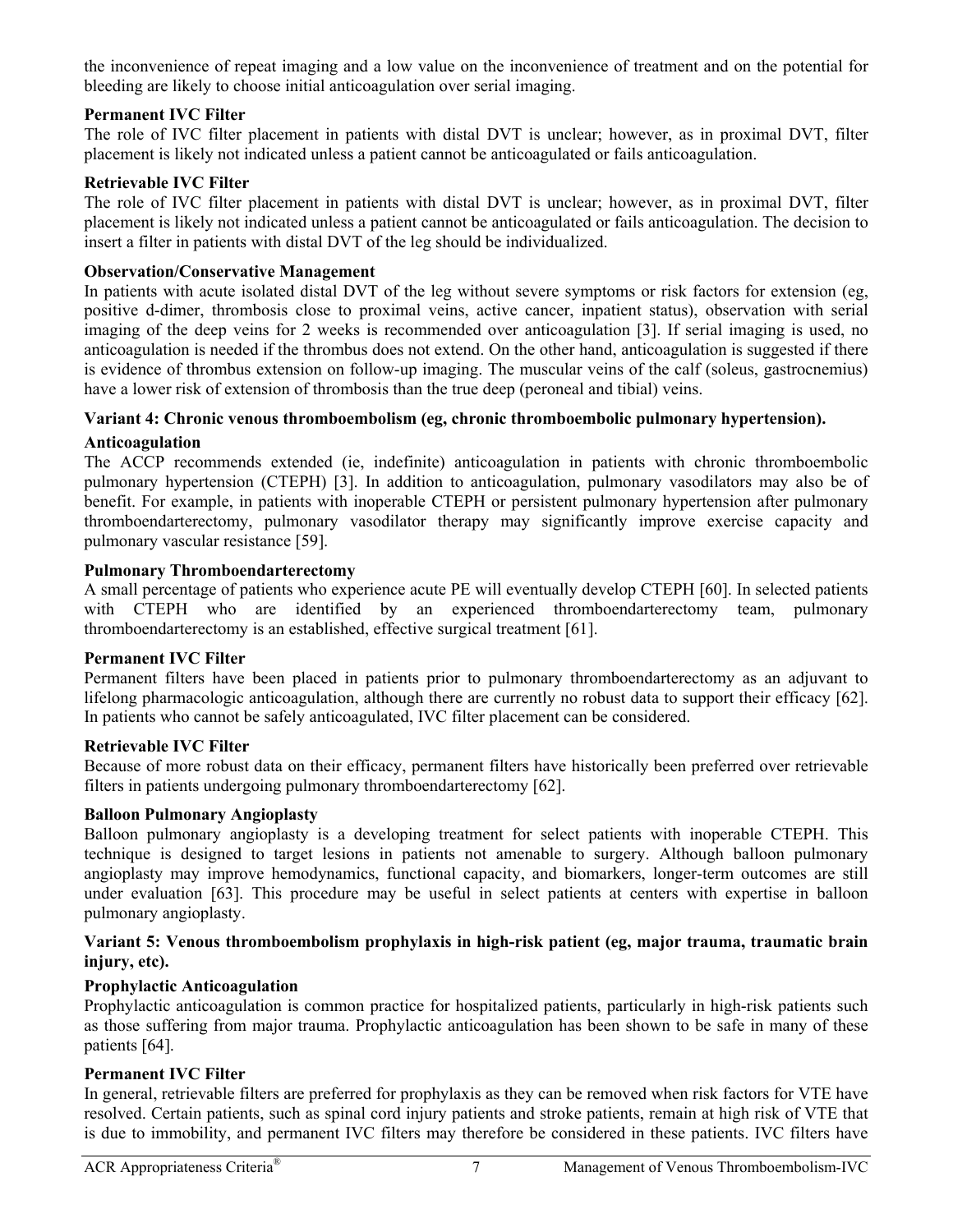the inconvenience of repeat imaging and a low value on the inconvenience of treatment and on the potential for bleeding are likely to choose initial anticoagulation over serial imaging.

**Permanent IVC Filter**

The role of IVC filter placement in patients with distal DVT is unclear; however, as in proximal DVT, filter placement is likely not indicated unless a patient cannot be anticoagulated or fails anticoagulation.

**Retrievable IVC Filter**

The role of IVC filter placement in patients with distal DVT is unclear; however, as in proximal DVT, filter placement is likely not indicated unless a patient cannot be anticoagulated or fails anticoagulation. The decision to insert a filter in patients with distal DVT of the leg should be individualized.

**Observation/Conservative Management**

In patients with acute isolated distal DVT of the leg without severe symptoms or risk factors for extension (eg, positive d-dimer, thrombosis close to proximal veins, active cancer, inpatient status), observation with serial imaging of the deep veins for 2 weeks is recommended over anticoagulation [3]. If serial imaging is used, no anticoagulation is needed if the thrombus does not extend. On the other hand, anticoagulation is suggested if there is evidence of thrombus extension on follow-up imaging. The muscular veins of the calf (soleus, gastrocnemius) have a lower risk of extension of thrombosis than the true deep (peroneal and tibial) veins.

**Variant 4: Chronic venous thromboembolism (eg, chronic thromboembolic pulmonary hypertension).**

**Anticoagulation**

The ACCP recommends extended (ie, indefinite) anticoagulation in patients with chronic thromboembolic pulmonary hypertension (CTEPH) [3]. In addition to anticoagulation, pulmonary vasodilators may also be of benefit. For example, in patients with inoperable CTEPH or persistent pulmonary hypertension after pulmonary thromboendarterectomy, pulmonary vasodilator therapy may significantly improve exercise capacity and pulmonary vascular resistance [59].

**Pulmonary Thromboendarterectomy**

A small percentage of patients who experience acute PE will eventually develop CTEPH [60]. In selected patients with CTEPH who are identified by an experienced thromboendarterectomy team, pulmonary thromboendarterectomy is an established, effective surgical treatment [61].

**Permanent IVC Filter**

Permanent filters have been placed in patients prior to pulmonary thromboendarterectomy as an adjuvant to lifelong pharmacologic anticoagulation, although there are currently no robust data to support their efficacy [62]. In patients who cannot be safely anticoagulated, IVC filter placement can be considered.

**Retrievable IVC Filter**

Because of more robust data on their efficacy, permanent filters have historically been preferred over retrievable filters in patients undergoing pulmonary thromboendarterectomy [62].

**Balloon Pulmonary Angioplasty**

Balloon pulmonary angioplasty is a developing treatment for select patients with inoperable CTEPH. This technique is designed to target lesions in patients not amenable to surgery. Although balloon pulmonary angioplasty may improve hemodynamics, functional capacity, and biomarkers, longer-term outcomes are still under evaluation [63]. This procedure may be useful in select patients at centers with expertise in balloon pulmonary angioplasty.

**Variant 5: Venous thromboembolism prophylaxis in high-risk patient (eg, major trauma, traumatic brain injury, etc).**

**Prophylactic Anticoagulation**

Prophylactic anticoagulation is common practice for hospitalized patients, particularly in high-risk patients such as those suffering from major trauma. Prophylactic anticoagulation has been shown to be safe in many of these patients [64].

**Permanent IVC Filter**

In general, retrievable filters are preferred for prophylaxis as they can be removed when risk factors for VTE have resolved. Certain patients, such as spinal cord injury patients and stroke patients, remain at high risk of VTE that is due to immobility, and permanent IVC filters may therefore be considered in these patients. IVC filters have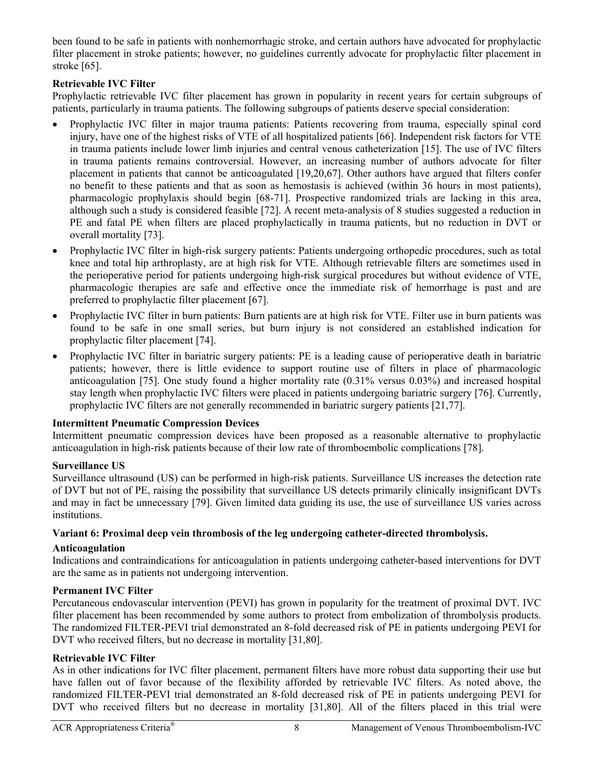been found to be safe in patients with nonhemorrhagic stroke, and certain authors have advocated for prophylactic filter placement in stroke patients; however, no guidelines currently advocate for prophylactic filter placement in stroke [65].

**Retrievable IVC Filter**

Prophylactic retrievable IVC filter placement has grown in popularity in recent years for certain subgroups of patients, particularly in trauma patients. The following subgroups of patients deserve special consideration:

- Prophylactic IVC filter in major trauma patients: Patients recovering from trauma, especially spinal cord injury, have one of the highest risks of VTE of all hospitalized patients [66]. Independent risk factors for VTE in trauma patients include lower limb injuries and central venous catheterization [15]. The use of IVC filters in trauma patients remains controversial. However, an increasing number of authors advocate for filter placement in patients that cannot be anticoagulated [19,20,67]. Other authors have argued that filters confer no benefit to these patients and that as soon as hemostasis is achieved (within 36 hours in most patients), pharmacologic prophylaxis should begin [68-71]. Prospective randomized trials are lacking in this area, although such a study is considered feasible [72]. A recent meta-analysis of 8 studies suggested a reduction in PE and fatal PE when filters are placed prophylactically in trauma patients, but no reduction in DVT or overall mortality [73].
- Prophylactic IVC filter in high-risk surgery patients: Patients undergoing orthopedic procedures, such as total knee and total hip arthroplasty, are at high risk for VTE. Although retrievable filters are sometimes used in the perioperative period for patients undergoing high-risk surgical procedures but without evidence of VTE, pharmacologic therapies are safe and effective once the immediate risk of hemorrhage is past and are preferred to prophylactic filter placement [67].
- Prophylactic IVC filter in burn patients: Burn patients are at high risk for VTE. Filter use in burn patients was found to be safe in one small series, but burn injury is not considered an established indication for prophylactic filter placement [74].
- Prophylactic IVC filter in bariatric surgery patients: PE is a leading cause of perioperative death in bariatric patients; however, there is little evidence to support routine use of filters in place of pharmacologic anticoagulation [75]. One study found a higher mortality rate (0.31% versus 0.03%) and increased hospital stay length when prophylactic IVC filters were placed in patients undergoing bariatric surgery [76]. Currently, prophylactic IVC filters are not generally recommended in bariatric surgery patients [21,77].

**Intermittent Pneumatic Compression Devices**

Intermittent pneumatic compression devices have been proposed as a reasonable alternative to prophylactic anticoagulation in high-risk patients because of their low rate of thromboembolic complications [78].

**Surveillance US**

Surveillance ultrasound (US) can be performed in high-risk patients. Surveillance US increases the detection rate of DVT but not of PE, raising the possibility that surveillance US detects primarily clinically insignificant DVTs and may in fact be unnecessary [79]. Given limited data guiding its use, the use of surveillance US varies across institutions.

**Variant 6: Proximal deep vein thrombosis of the leg undergoing catheter-directed thrombolysis.**

**Anticoagulation**

Indications and contraindications for anticoagulation in patients undergoing catheter-based interventions for DVT are the same as in patients not undergoing intervention.

**Permanent IVC Filter**

Percutaneous endovascular intervention (PEVI) has grown in popularity for the treatment of proximal DVT. IVC filter placement has been recommended by some authors to protect from embolization of thrombolysis products. The randomized FILTER-PEVI trial demonstrated an 8-fold decreased risk of PE in patients undergoing PEVI for DVT who received filters, but no decrease in mortality [31,80].

**Retrievable IVC Filter**

As in other indications for IVC filter placement, permanent filters have more robust data supporting their use but have fallen out of favor because of the flexibility afforded by retrievable IVC filters. As noted above, the randomized FILTER-PEVI trial demonstrated an 8-fold decreased risk of PE in patients undergoing PEVI for DVT who received filters but no decrease in mortality [31,80]. All of the filters placed in this trial were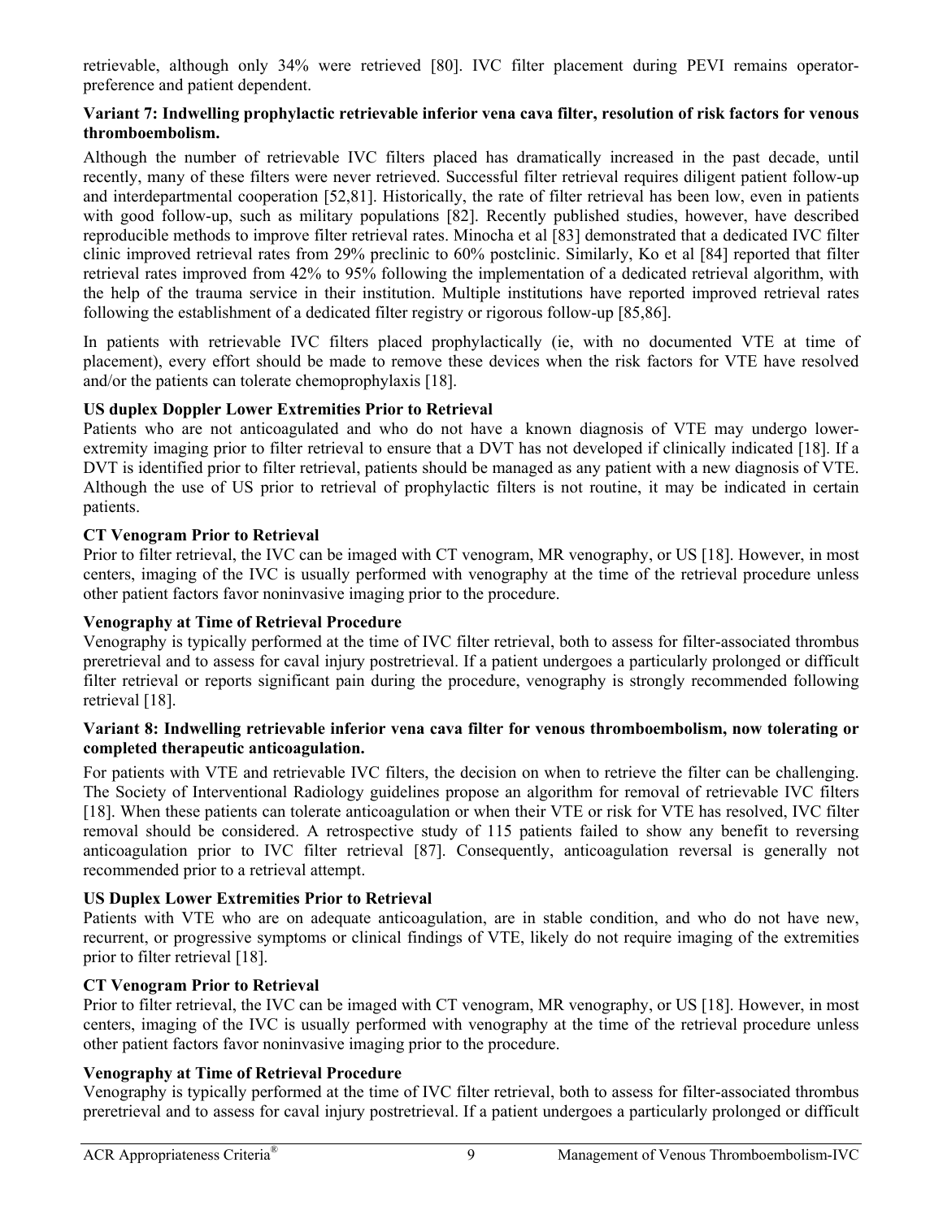retrievable, although only 34% were retrieved [80]. IVC filter placement during PEVI remains operator-preference and patient dependent.

**Variant 7: Indwelling prophylactic retrievable inferior vena cava filter, resolution of risk factors for venous thromboembolism.**

Although the number of retrievable IVC filters placed has dramatically increased in the past decade, until recently, many of these filters were never retrieved. Successful filter retrieval requires diligent patient follow-up and interdepartmental cooperation [52,81]. Historically, the rate of filter retrieval has been low, even in patients with good follow-up, such as military populations [82]. Recently published studies, however, have described reproducible methods to improve filter retrieval rates. Minocha et al [83] demonstrated that a dedicated IVC filter clinic improved retrieval rates from 29% preclinic to 60% postclinic. Similarly, Ko et al [84] reported that filter retrieval rates improved from 42% to 95% following the implementation of a dedicated retrieval algorithm, with the help of the trauma service in their institution. Multiple institutions have reported improved retrieval rates following the establishment of a dedicated filter registry or rigorous follow-up [85,86].

In patients with retrievable IVC filters placed prophylactically (ie, with no documented VTE at time of placement), every effort should be made to remove these devices when the risk factors for VTE have resolved and/or the patients can tolerate chemoprophylaxis [18].

**US duplex Doppler Lower Extremities Prior to Retrieval**

Patients who are not anticoagulated and who do not have a known diagnosis of VTE may undergo lower-extremity imaging prior to filter retrieval to ensure that a DVT has not developed if clinically indicated [18]. If a DVT is identified prior to filter retrieval, patients should be managed as any patient with a new diagnosis of VTE. Although the use of US prior to retrieval of prophylactic filters is not routine, it may be indicated in certain patients.

**CT Venogram Prior to Retrieval**

Prior to filter retrieval, the IVC can be imaged with CT venogram, MR venography, or US [18]. However, in most centers, imaging of the IVC is usually performed with venography at the time of the retrieval procedure unless other patient factors favor noninvasive imaging prior to the procedure.

**Venography at Time of Retrieval Procedure**

Venography is typically performed at the time of IVC filter retrieval, both to assess for filter-associated thrombus preretrieval and to assess for caval injury postretrieval. If a patient undergoes a particularly prolonged or difficult filter retrieval or reports significant pain during the procedure, venography is strongly recommended following retrieval [18].

**Variant 8: Indwelling retrievable inferior vena cava filter for venous thromboembolism, now tolerating or completed therapeutic anticoagulation.**

For patients with VTE and retrievable IVC filters, the decision on when to retrieve the filter can be challenging. The Society of Interventional Radiology guidelines propose an algorithm for removal of retrievable IVC filters [18]. When these patients can tolerate anticoagulation or when their VTE or risk for VTE has resolved, IVC filter removal should be considered. A retrospective study of 115 patients failed to show any benefit to reversing anticoagulation prior to IVC filter retrieval [87]. Consequently, anticoagulation reversal is generally not recommended prior to a retrieval attempt.

**US Duplex Lower Extremities Prior to Retrieval**

Patients with VTE who are on adequate anticoagulation, are in stable condition, and who do not have new, recurrent, or progressive symptoms or clinical findings of VTE, likely do not require imaging of the extremities prior to filter retrieval [18].

**CT Venogram Prior to Retrieval**

Prior to filter retrieval, the IVC can be imaged with CT venogram, MR venography, or US [18]. However, in most centers, imaging of the IVC is usually performed with venography at the time of the retrieval procedure unless other patient factors favor noninvasive imaging prior to the procedure.

**Venography at Time of Retrieval Procedure**

Venography is typically performed at the time of IVC filter retrieval, both to assess for filter-associated thrombus preretrieval and to assess for caval injury postretrieval. If a patient undergoes a particularly prolonged or difficult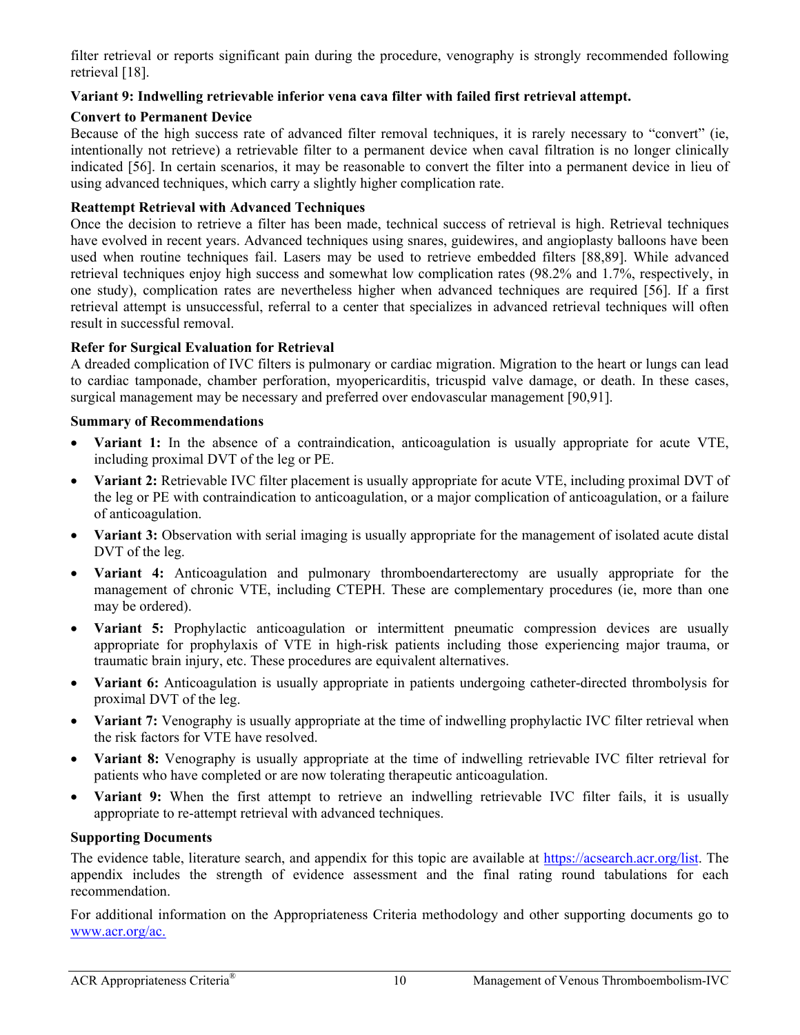filter retrieval or reports significant pain during the procedure, venography is strongly recommended following retrieval [18].

### Variant 9: Indwelling retrievable inferior vena cava filter with failed first retrieval attempt.

#### Convert to Permanent Device

Because of the high success rate of advanced filter removal techniques, it is rarely necessary to "convert" (ie, intentionally not retrieve) a retrievable filter to a permanent device when caval filtration is no longer clinically indicated [56]. In certain scenarios, it may be reasonable to convert the filter into a permanent device in lieu of using advanced techniques, which carry a slightly higher complication rate.

#### Reattempt Retrieval with Advanced Techniques

Once the decision to retrieve a filter has been made, technical success of retrieval is high. Retrieval techniques have evolved in recent years. Advanced techniques using snares, guidewires, and angioplasty balloons have been used when routine techniques fail. Lasers may be used to retrieve embedded filters [88,89]. While advanced retrieval techniques enjoy high success and somewhat low complication rates (98.2% and 1.7%, respectively, in one study), complication rates are nevertheless higher when advanced techniques are required [56]. If a first retrieval attempt is unsuccessful, referral to a center that specializes in advanced retrieval techniques will often result in successful removal.

#### Refer for Surgical Evaluation for Retrieval

A dreaded complication of IVC filters is pulmonary or cardiac migration. Migration to the heart or lungs can lead to cardiac tamponade, chamber perforation, myopericarditis, tricuspid valve damage, or death. In these cases, surgical management may be necessary and preferred over endovascular management [90,91].

### Summary of Recommendations

- **Variant 1:** In the absence of a contraindication, anticoagulation is usually appropriate for acute VTE, including proximal DVT of the leg or PE.
- **Variant 2:** Retrievable IVC filter placement is usually appropriate for acute VTE, including proximal DVT of the leg or PE with contraindication to anticoagulation, or a major complication of anticoagulation, or a failure of anticoagulation.
- **Variant 3:** Observation with serial imaging is usually appropriate for the management of isolated acute distal DVT of the leg.
- **Variant 4:** Anticoagulation and pulmonary thromboendarterectomy are usually appropriate for the management of chronic VTE, including CTEPH. These are complementary procedures (ie, more than one may be ordered).
- **Variant 5:** Prophylactic anticoagulation or intermittent pneumatic compression devices are usually appropriate for prophylaxis of VTE in high-risk patients including those experiencing major trauma, or traumatic brain injury, etc. These procedures are equivalent alternatives.
- **Variant 6:** Anticoagulation is usually appropriate in patients undergoing catheter-directed thrombolysis for proximal DVT of the leg.
- **Variant 7:** Venography is usually appropriate at the time of indwelling prophylactic IVC filter retrieval when the risk factors for VTE have resolved.
- **Variant 8:** Venography is usually appropriate at the time of indwelling retrievable IVC filter retrieval for patients who have completed or are now tolerating therapeutic anticoagulation.
- **Variant 9:** When the first attempt to retrieve an indwelling retrievable IVC filter fails, it is usually appropriate to re-attempt retrieval with advanced techniques.

### Supporting Documents

The evidence table, literature search, and appendix for this topic are available at [https://acsearch.acr.org/list](https://acsearch.acr.org/list). The appendix includes the strength of evidence assessment and the final rating round tabulations for each recommendation.

For additional information on the Appropriateness Criteria methodology and other supporting documents go to [www.acr.org/ac.](http://www.acr.org/ac)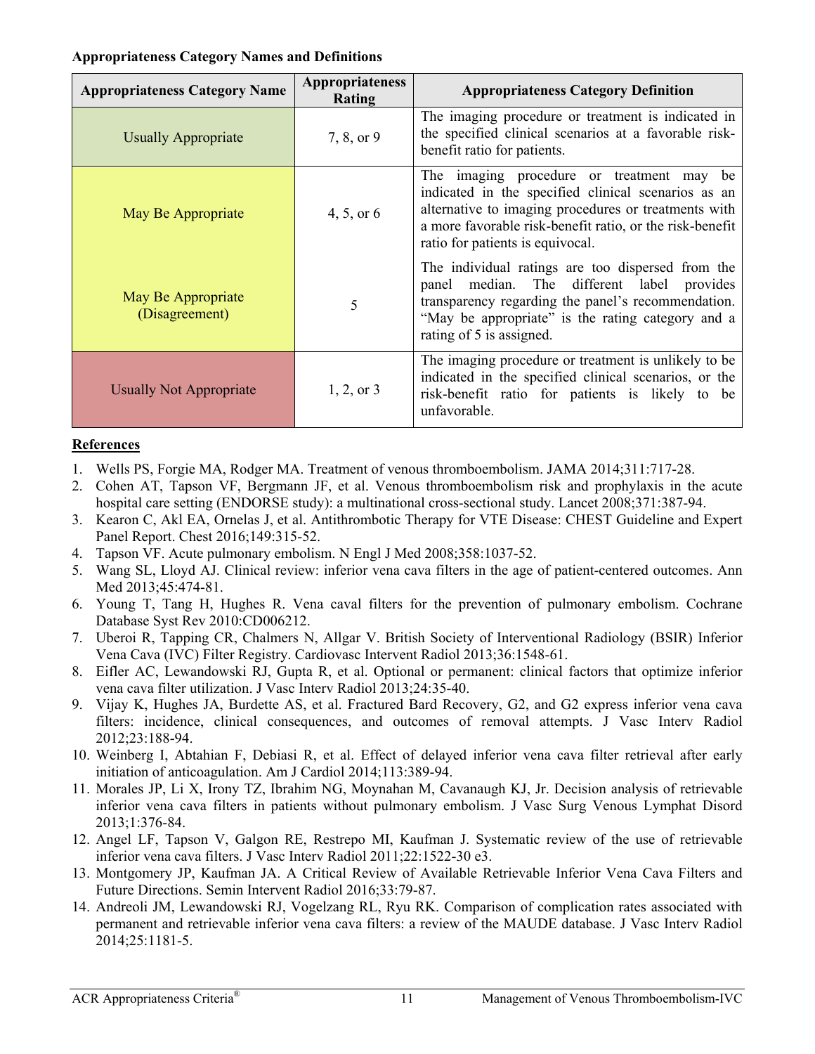**Appropriateness Category Names and Definitions**

| Appropriateness Category Name | Appropriateness Rating | Appropriateness Category Definition |
|---|---|---|
| Usually Appropriate | 7, 8, or 9 | The imaging procedure or treatment is indicated in the specified clinical scenarios at a favorable risk-benefit ratio for patients. |
| May Be Appropriate | 4, 5, or 6 | The imaging procedure or treatment may be indicated in the specified clinical scenarios as an alternative to imaging procedures or treatments with a more favorable risk-benefit ratio, or the risk-benefit ratio for patients is equivocal. |
| May Be Appropriate (Disagreement) | 5 | The individual ratings are too dispersed from the panel median. The different label provides transparency regarding the panel's recommendation. "May be appropriate" is the rating category and a rating of 5 is assigned. |
| Usually Not Appropriate | 1, 2, or 3 | The imaging procedure or treatment is unlikely to be indicated in the specified clinical scenarios, or the risk-benefit ratio for patients is likely to be unfavorable. |

## References

1. Wells PS, Forgie MA, Rodger MA. Treatment of venous thromboembolism. JAMA 2014;311:717-28.
2. Cohen AT, Tapson VF, Bergmann JF, et al. Venous thromboembolism risk and prophylaxis in the acute hospital care setting (ENDORSE study): a multinational cross-sectional study. Lancet 2008;371:387-94.
3. Kearon C, Akl EA, Ornelas J, et al. Antithrombotic Therapy for VTE Disease: CHEST Guideline and Expert Panel Report. Chest 2016;149:315-52.
4. Tapson VF. Acute pulmonary embolism. N Engl J Med 2008;358:1037-52.
5. Wang SL, Lloyd AJ. Clinical review: inferior vena cava filters in the age of patient-centered outcomes. Ann Med 2013;45:474-81.
6. Young T, Tang H, Hughes R. Vena caval filters for the prevention of pulmonary embolism. Cochrane Database Syst Rev 2010:CD006212.
7. Uberoi R, Tapping CR, Chalmers N, Allgar V. British Society of Interventional Radiology (BSIR) Inferior Vena Cava (IVC) Filter Registry. Cardiovasc Intervent Radiol 2013;36:1548-61.
8. Eifler AC, Lewandowski RJ, Gupta R, et al. Optional or permanent: clinical factors that optimize inferior vena cava filter utilization. J Vasc Interv Radiol 2013;24:35-40.
9. Vijay K, Hughes JA, Burdette AS, et al. Fractured Bard Recovery, G2, and G2 express inferior vena cava filters: incidence, clinical consequences, and outcomes of removal attempts. J Vasc Interv Radiol 2012;23:188-94.
10. Weinberg I, Abtahian F, Debiasi R, et al. Effect of delayed inferior vena cava filter retrieval after early initiation of anticoagulation. Am J Cardiol 2014;113:389-94.
11. Morales JP, Li X, Irony TZ, Ibrahim NG, Moynahan M, Cavanaugh KJ, Jr. Decision analysis of retrievable inferior vena cava filters in patients without pulmonary embolism. J Vasc Surg Venous Lymphat Disord 2013;1:376-84.
12. Angel LF, Tapson V, Galgon RE, Restrepo MI, Kaufman J. Systematic review of the use of retrievable inferior vena cava filters. J Vasc Interv Radiol 2011;22:1522-30 e3.
13. Montgomery JP, Kaufman JA. A Critical Review of Available Retrievable Inferior Vena Cava Filters and Future Directions. Semin Intervent Radiol 2016;33:79-87.
14. Andreoli JM, Lewandowski RJ, Vogelzang RL, Ryu RK. Comparison of complication rates associated with permanent and retrievable inferior vena cava filters: a review of the MAUDE database. J Vasc Interv Radiol 2014;25:1181-5.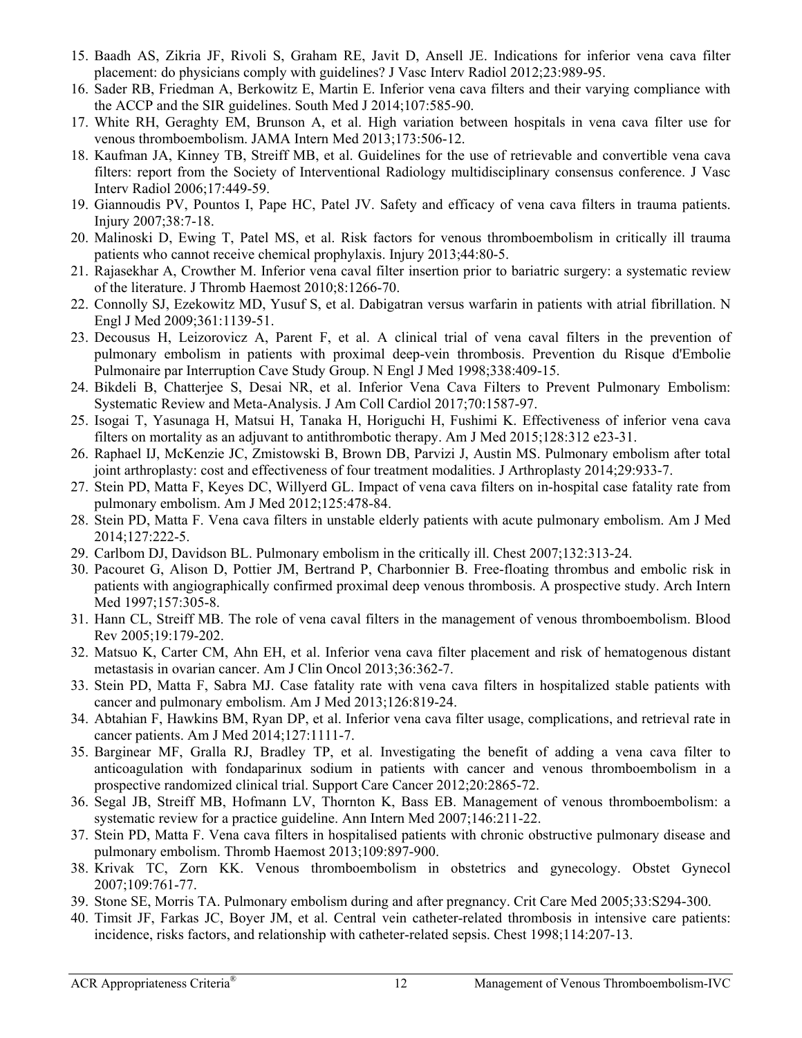15. Baadh AS, Zikria JF, Rivoli S, Graham RE, Javit D, Ansell JE. Indications for inferior vena cava filter placement: do physicians comply with guidelines? J Vasc Interv Radiol 2012;23:989-95.
16. Sader RB, Friedman A, Berkowitz E, Martin E. Inferior vena cava filters and their varying compliance with the ACCP and the SIR guidelines. South Med J 2014;107:585-90.
17. White RH, Geraghty EM, Brunson A, et al. High variation between hospitals in vena cava filter use for venous thromboembolism. JAMA Intern Med 2013;173:506-12.
18. Kaufman JA, Kinney TB, Streiff MB, et al. Guidelines for the use of retrievable and convertible vena cava filters: report from the Society of Interventional Radiology multidisciplinary consensus conference. J Vasc Interv Radiol 2006;17:449-59.
19. Giannoudis PV, Pountos I, Pape HC, Patel JV. Safety and efficacy of vena cava filters in trauma patients. Injury 2007;38:7-18.
20. Malinoski D, Ewing T, Patel MS, et al. Risk factors for venous thromboembolism in critically ill trauma patients who cannot receive chemical prophylaxis. Injury 2013;44:80-5.
21. Rajasekhar A, Crowther M. Inferior vena caval filter insertion prior to bariatric surgery: a systematic review of the literature. J Thromb Haemost 2010;8:1266-70.
22. Connolly SJ, Ezekowitz MD, Yusuf S, et al. Dabigatran versus warfarin in patients with atrial fibrillation. N Engl J Med 2009;361:1139-51.
23. Decousus H, Leizorovicz A, Parent F, et al. A clinical trial of vena caval filters in the prevention of pulmonary embolism in patients with proximal deep-vein thrombosis. Prevention du Risque d'Embolie Pulmonaire par Interruption Cave Study Group. N Engl J Med 1998;338:409-15.
24. Bikdeli B, Chatterjee S, Desai NR, et al. Inferior Vena Cava Filters to Prevent Pulmonary Embolism: Systematic Review and Meta-Analysis. J Am Coll Cardiol 2017;70:1587-97.
25. Isogai T, Yasunaga H, Matsui H, Tanaka H, Horiguchi H, Fushimi K. Effectiveness of inferior vena cava filters on mortality as an adjuvant to antithrombotic therapy. Am J Med 2015;128:312 e23-31.
26. Raphael IJ, McKenzie JC, Zmistowski B, Brown DB, Parvizi J, Austin MS. Pulmonary embolism after total joint arthroplasty: cost and effectiveness of four treatment modalities. J Arthroplasty 2014;29:933-7.
27. Stein PD, Matta F, Keyes DC, Willyerd GL. Impact of vena cava filters on in-hospital case fatality rate from pulmonary embolism. Am J Med 2012;125:478-84.
28. Stein PD, Matta F. Vena cava filters in unstable elderly patients with acute pulmonary embolism. Am J Med 2014;127:222-5.
29. Carlbom DJ, Davidson BL. Pulmonary embolism in the critically ill. Chest 2007;132:313-24.
30. Pacouret G, Alison D, Pottier JM, Bertrand P, Charbonnier B. Free-floating thrombus and embolic risk in patients with angiographically confirmed proximal deep venous thrombosis. A prospective study. Arch Intern Med 1997;157:305-8.
31. Hann CL, Streiff MB. The role of vena caval filters in the management of venous thromboembolism. Blood Rev 2005;19:179-202.
32. Matsuo K, Carter CM, Ahn EH, et al. Inferior vena cava filter placement and risk of hematogenous distant metastasis in ovarian cancer. Am J Clin Oncol 2013;36:362-7.
33. Stein PD, Matta F, Sabra MJ. Case fatality rate with vena cava filters in hospitalized stable patients with cancer and pulmonary embolism. Am J Med 2013;126:819-24.
34. Abtahian F, Hawkins BM, Ryan DP, et al. Inferior vena cava filter usage, complications, and retrieval rate in cancer patients. Am J Med 2014;127:1111-7.
35. Barginear MF, Gralla RJ, Bradley TP, et al. Investigating the benefit of adding a vena cava filter to anticoagulation with fondaparinux sodium in patients with cancer and venous thromboembolism in a prospective randomized clinical trial. Support Care Cancer 2012;20:2865-72.
36. Segal JB, Streiff MB, Hofmann LV, Thornton K, Bass EB. Management of venous thromboembolism: a systematic review for a practice guideline. Ann Intern Med 2007;146:211-22.
37. Stein PD, Matta F. Vena cava filters in hospitalised patients with chronic obstructive pulmonary disease and pulmonary embolism. Thromb Haemost 2013;109:897-900.
38. Krivak TC, Zorn KK. Venous thromboembolism in obstetrics and gynecology. Obstet Gynecol 2007;109:761-77.
39. Stone SE, Morris TA. Pulmonary embolism during and after pregnancy. Crit Care Med 2005;33:S294-300.
40. Timsit JF, Farkas JC, Boyer JM, et al. Central vein catheter-related thrombosis in intensive care patients: incidence, risks factors, and relationship with catheter-related sepsis. Chest 1998;114:207-13.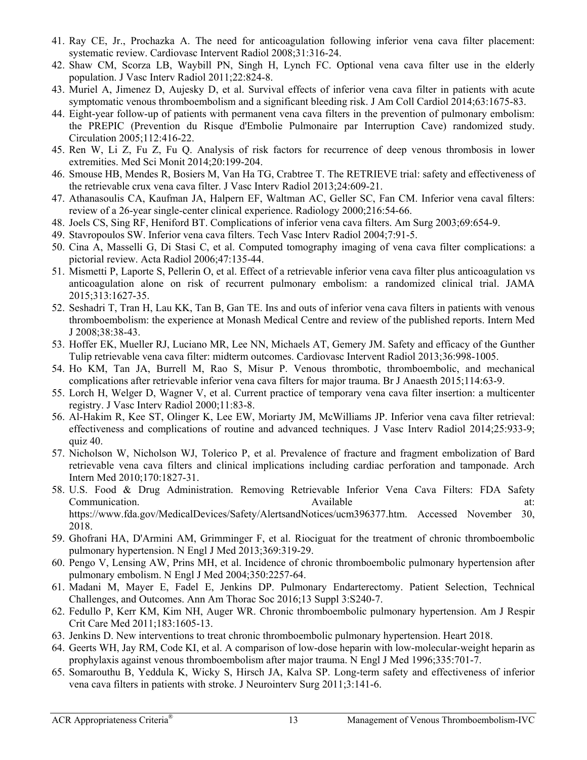41. Ray CE, Jr., Prochazka A. The need for anticoagulation following inferior vena cava filter placement: systematic review. Cardiovasc Intervent Radiol 2008;31:316-24.
42. Shaw CM, Scorza LB, Waybill PN, Singh H, Lynch FC. Optional vena cava filter use in the elderly population. J Vasc Interv Radiol 2011;22:824-8.
43. Muriel A, Jimenez D, Aujesky D, et al. Survival effects of inferior vena cava filter in patients with acute symptomatic venous thromboembolism and a significant bleeding risk. J Am Coll Cardiol 2014;63:1675-83.
44. Eight-year follow-up of patients with permanent vena cava filters in the prevention of pulmonary embolism: the PREPIC (Prevention du Risque d'Embolie Pulmonaire par Interruption Cave) randomized study. Circulation 2005;112:416-22.
45. Ren W, Li Z, Fu Z, Fu Q. Analysis of risk factors for recurrence of deep venous thrombosis in lower extremities. Med Sci Monit 2014;20:199-204.
46. Smouse HB, Mendes R, Bosiers M, Van Ha TG, Crabtree T. The RETRIEVE trial: safety and effectiveness of the retrievable crux vena cava filter. J Vasc Interv Radiol 2013;24:609-21.
47. Athanasoulis CA, Kaufman JA, Halpern EF, Waltman AC, Geller SC, Fan CM. Inferior vena caval filters: review of a 26-year single-center clinical experience. Radiology 2000;216:54-66.
48. Joels CS, Sing RF, Heniford BT. Complications of inferior vena cava filters. Am Surg 2003;69:654-9.
49. Stavropoulos SW. Inferior vena cava filters. Tech Vasc Interv Radiol 2004;7:91-5.
50. Cina A, Masselli G, Di Stasi C, et al. Computed tomography imaging of vena cava filter complications: a pictorial review. Acta Radiol 2006;47:135-44.
51. Mismetti P, Laporte S, Pellerin O, et al. Effect of a retrievable inferior vena cava filter plus anticoagulation vs anticoagulation alone on risk of recurrent pulmonary embolism: a randomized clinical trial. JAMA 2015;313:1627-35.
52. Seshadri T, Tran H, Lau KK, Tan B, Gan TE. Ins and outs of inferior vena cava filters in patients with venous thromboembolism: the experience at Monash Medical Centre and review of the published reports. Intern Med J 2008;38:38-43.
53. Hoffer EK, Mueller RJ, Luciano MR, Lee NN, Michaels AT, Gemery JM. Safety and efficacy of the Gunther Tulip retrievable vena cava filter: midterm outcomes. Cardiovasc Intervent Radiol 2013;36:998-1005.
54. Ho KM, Tan JA, Burrell M, Rao S, Misur P. Venous thrombotic, thromboembolic, and mechanical complications after retrievable inferior vena cava filters for major trauma. Br J Anaesth 2015;114:63-9.
55. Lorch H, Welger D, Wagner V, et al. Current practice of temporary vena cava filter insertion: a multicenter registry. J Vasc Interv Radiol 2000;11:83-8.
56. Al-Hakim R, Kee ST, Olinger K, Lee EW, Moriarty JM, McWilliams JP. Inferior vena cava filter retrieval: effectiveness and complications of routine and advanced techniques. J Vasc Interv Radiol 2014;25:933-9; quiz 40.
57. Nicholson W, Nicholson WJ, Tolerico P, et al. Prevalence of fracture and fragment embolization of Bard retrievable vena cava filters and clinical implications including cardiac perforation and tamponade. Arch Intern Med 2010;170:1827-31.
58. U.S. Food & Drug Administration. Removing Retrievable Inferior Vena Cava Filters: FDA Safety Communication. Available at: https://www.fda.gov/MedicalDevices/Safety/AlertsandNotices/ucm396377.htm. Accessed November 30, 2018.
59. Ghofrani HA, D'Armini AM, Grimminger F, et al. Riociguat for the treatment of chronic thromboembolic pulmonary hypertension. N Engl J Med 2013;369:319-29.
60. Pengo V, Lensing AW, Prins MH, et al. Incidence of chronic thromboembolic pulmonary hypertension after pulmonary embolism. N Engl J Med 2004;350:2257-64.
61. Madani M, Mayer E, Fadel E, Jenkins DP. Pulmonary Endarterectomy. Patient Selection, Technical Challenges, and Outcomes. Ann Am Thorac Soc 2016;13 Suppl 3:S240-7.
62. Fedullo P, Kerr KM, Kim NH, Auger WR. Chronic thromboembolic pulmonary hypertension. Am J Respir Crit Care Med 2011;183:1605-13.
63. Jenkins D. New interventions to treat chronic thromboembolic pulmonary hypertension. Heart 2018.
64. Geerts WH, Jay RM, Code KI, et al. A comparison of low-dose heparin with low-molecular-weight heparin as prophylaxis against venous thromboembolism after major trauma. N Engl J Med 1996;335:701-7.
65. Somarouthu B, Yeddula K, Wicky S, Hirsch JA, Kalva SP. Long-term safety and effectiveness of inferior vena cava filters in patients with stroke. J Neurointerv Surg 2011;3:141-6.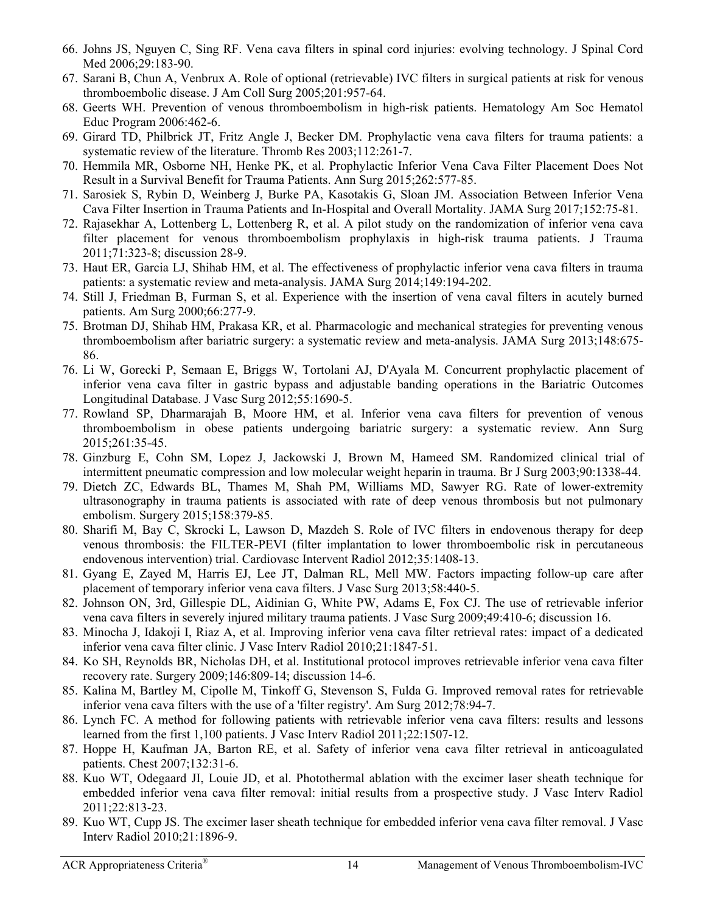66. Johns JS, Nguyen C, Sing RF. Vena cava filters in spinal cord injuries: evolving technology. J Spinal Cord Med 2006;29:183-90.
67. Sarani B, Chun A, Venbrux A. Role of optional (retrievable) IVC filters in surgical patients at risk for venous thromboembolic disease. J Am Coll Surg 2005;201:957-64.
68. Geerts WH. Prevention of venous thromboembolism in high-risk patients. Hematology Am Soc Hematol Educ Program 2006:462-6.
69. Girard TD, Philbrick JT, Fritz Angle J, Becker DM. Prophylactic vena cava filters for trauma patients: a systematic review of the literature. Thromb Res 2003;112:261-7.
70. Hemmila MR, Osborne NH, Henke PK, et al. Prophylactic Inferior Vena Cava Filter Placement Does Not Result in a Survival Benefit for Trauma Patients. Ann Surg 2015;262:577-85.
71. Sarosiek S, Rybin D, Weinberg J, Burke PA, Kasotakis G, Sloan JM. Association Between Inferior Vena Cava Filter Insertion in Trauma Patients and In-Hospital and Overall Mortality. JAMA Surg 2017;152:75-81.
72. Rajasekhar A, Lottenberg L, Lottenberg R, et al. A pilot study on the randomization of inferior vena cava filter placement for venous thromboembolism prophylaxis in high-risk trauma patients. J Trauma 2011;71:323-8; discussion 28-9.
73. Haut ER, Garcia LJ, Shihab HM, et al. The effectiveness of prophylactic inferior vena cava filters in trauma patients: a systematic review and meta-analysis. JAMA Surg 2014;149:194-202.
74. Still J, Friedman B, Furman S, et al. Experience with the insertion of vena caval filters in acutely burned patients. Am Surg 2000;66:277-9.
75. Brotman DJ, Shihab HM, Prakasa KR, et al. Pharmacologic and mechanical strategies for preventing venous thromboembolism after bariatric surgery: a systematic review and meta-analysis. JAMA Surg 2013;148:675-86.
76. Li W, Gorecki P, Semaan E, Briggs W, Tortolani AJ, D'Ayala M. Concurrent prophylactic placement of inferior vena cava filter in gastric bypass and adjustable banding operations in the Bariatric Outcomes Longitudinal Database. J Vasc Surg 2012;55:1690-5.
77. Rowland SP, Dharmarajah B, Moore HM, et al. Inferior vena cava filters for prevention of venous thromboembolism in obese patients undergoing bariatric surgery: a systematic review. Ann Surg 2015;261:35-45.
78. Ginzburg E, Cohn SM, Lopez J, Jackowski J, Brown M, Hameed SM. Randomized clinical trial of intermittent pneumatic compression and low molecular weight heparin in trauma. Br J Surg 2003;90:1338-44.
79. Dietch ZC, Edwards BL, Thames M, Shah PM, Williams MD, Sawyer RG. Rate of lower-extremity ultrasonography in trauma patients is associated with rate of deep venous thrombosis but not pulmonary embolism. Surgery 2015;158:379-85.
80. Sharifi M, Bay C, Skrocki L, Lawson D, Mazdeh S. Role of IVC filters in endovenous therapy for deep venous thrombosis: the FILTER-PEVI (filter implantation to lower thromboembolic risk in percutaneous endovenous intervention) trial. Cardiovasc Intervent Radiol 2012;35:1408-13.
81. Gyang E, Zayed M, Harris EJ, Lee JT, Dalman RL, Mell MW. Factors impacting follow-up care after placement of temporary inferior vena cava filters. J Vasc Surg 2013;58:440-5.
82. Johnson ON, 3rd, Gillespie DL, Aidinian G, White PW, Adams E, Fox CJ. The use of retrievable inferior vena cava filters in severely injured military trauma patients. J Vasc Surg 2009;49:410-6; discussion 16.
83. Minocha J, Idakoji I, Riaz A, et al. Improving inferior vena cava filter retrieval rates: impact of a dedicated inferior vena cava filter clinic. J Vasc Interv Radiol 2010;21:1847-51.
84. Ko SH, Reynolds BR, Nicholas DH, et al. Institutional protocol improves retrievable inferior vena cava filter recovery rate. Surgery 2009;146:809-14; discussion 14-6.
85. Kalina M, Bartley M, Cipolle M, Tinkoff G, Stevenson S, Fulda G. Improved removal rates for retrievable inferior vena cava filters with the use of a 'filter registry'. Am Surg 2012;78:94-7.
86. Lynch FC. A method for following patients with retrievable inferior vena cava filters: results and lessons learned from the first 1,100 patients. J Vasc Interv Radiol 2011;22:1507-12.
87. Hoppe H, Kaufman JA, Barton RE, et al. Safety of inferior vena cava filter retrieval in anticoagulated patients. Chest 2007;132:31-6.
88. Kuo WT, Odegaard JI, Louie JD, et al. Photothermal ablation with the excimer laser sheath technique for embedded inferior vena cava filter removal: initial results from a prospective study. J Vasc Interv Radiol 2011;22:813-23.
89. Kuo WT, Cupp JS. The excimer laser sheath technique for embedded inferior vena cava filter removal. J Vasc Interv Radiol 2010;21:1896-9.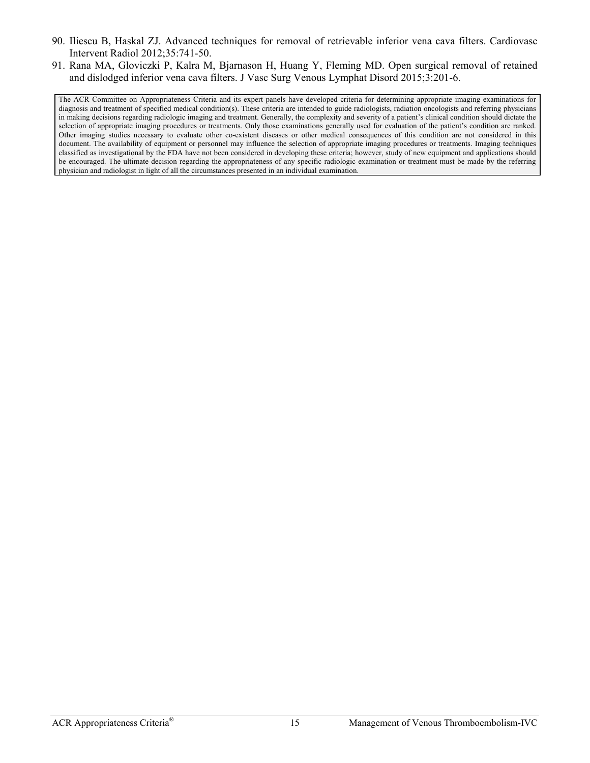90. Iliescu B, Haskal ZJ. Advanced techniques for removal of retrievable inferior vena cava filters. Cardiovasc Intervent Radiol 2012;35:741-50.
91. Rana MA, Gloviczki P, Kalra M, Bjarnason H, Huang Y, Fleming MD. Open surgical removal of retained and dislodged inferior vena cava filters. J Vasc Surg Venous Lymphat Disord 2015;3:201-6.

The ACR Committee on Appropriateness Criteria and its expert panels have developed criteria for determining appropriate imaging examinations for diagnosis and treatment of specified medical condition(s). These criteria are intended to guide radiologists, radiation oncologists and referring physicians in making decisions regarding radiologic imaging and treatment. Generally, the complexity and severity of a patient's clinical condition should dictate the selection of appropriate imaging procedures or treatments. Only those examinations generally used for evaluation of the patient's condition are ranked. Other imaging studies necessary to evaluate other co-existent diseases or other medical consequences of this condition are not considered in this document. The availability of equipment or personnel may influence the selection of appropriate imaging procedures or treatments. Imaging techniques classified as investigational by the FDA have not been considered in developing these criteria; however, study of new equipment and applications should be encouraged. The ultimate decision regarding the appropriateness of any specific radiologic examination or treatment must be made by the referring physician and radiologist in light of all the circumstances presented in an individual examination.